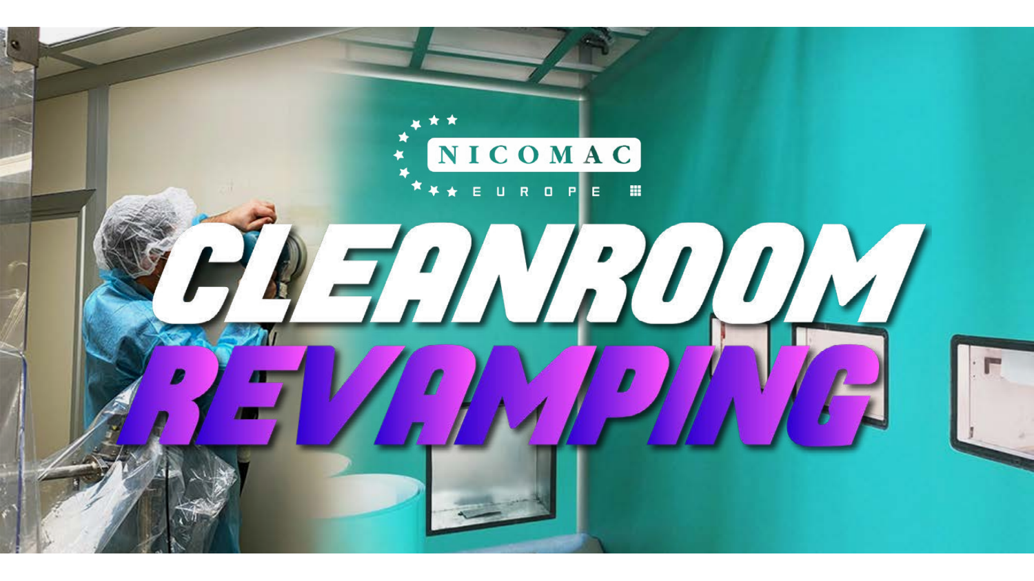NICOMAC

EUROPE

# CLEANROOM REVAMPING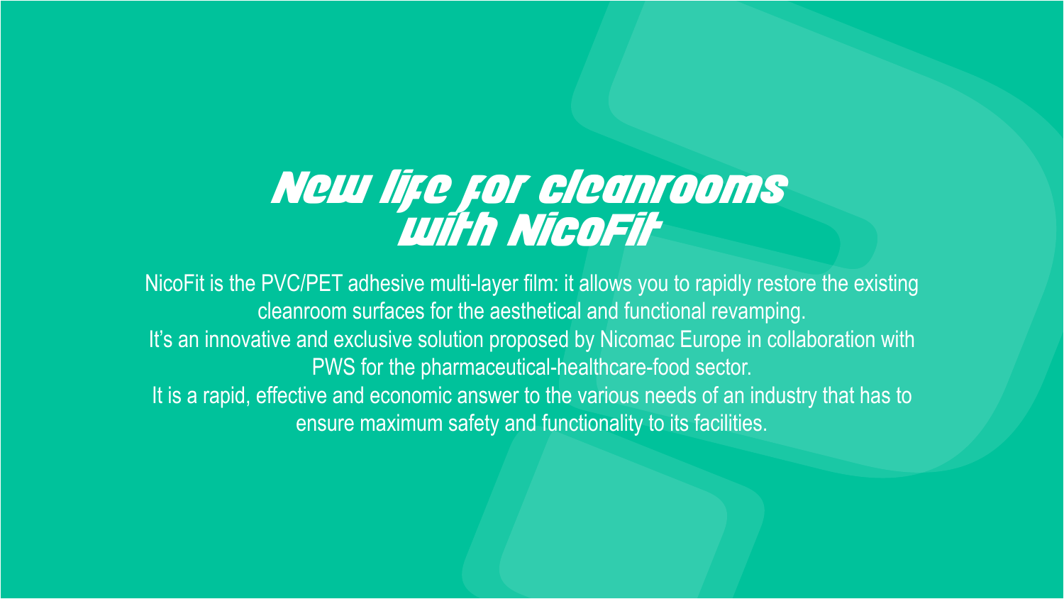# New life for cleanrooms with NicoFit

NicoFit is the PVC/PET adhesive multi-layer film: it allows you to rapidly restore the existing cleanroom surfaces for the aesthetical and functional revamping.
It's an innovative and exclusive solution proposed by Nicomac Europe in collaboration with PWS for the pharmaceutical-healthcare-food sector.
It is a rapid, effective and economic answer to the various needs of an industry that has to ensure maximum safety and functionality to its facilities.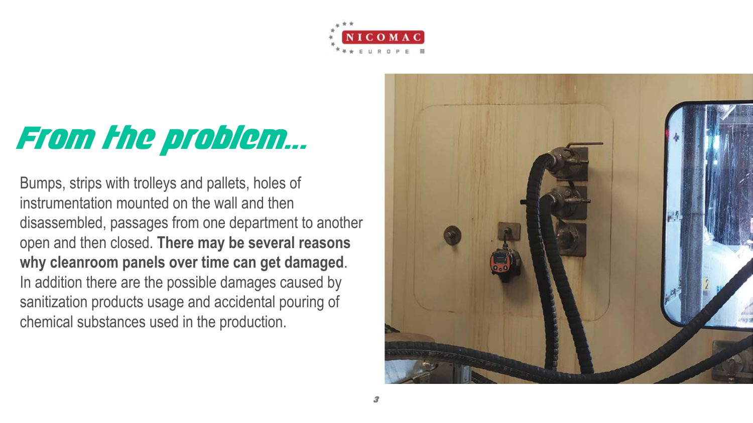# From the problem...

Bumps, strips with trolleys and pallets, holes of instrumentation mounted on the wall and then disassembled, passages from one department to another open and then closed. **There may be several reasons why cleanroom panels over time can get damaged**. In addition there are the possible damages caused by sanitization products usage and accidental pouring of chemical substances used in the production.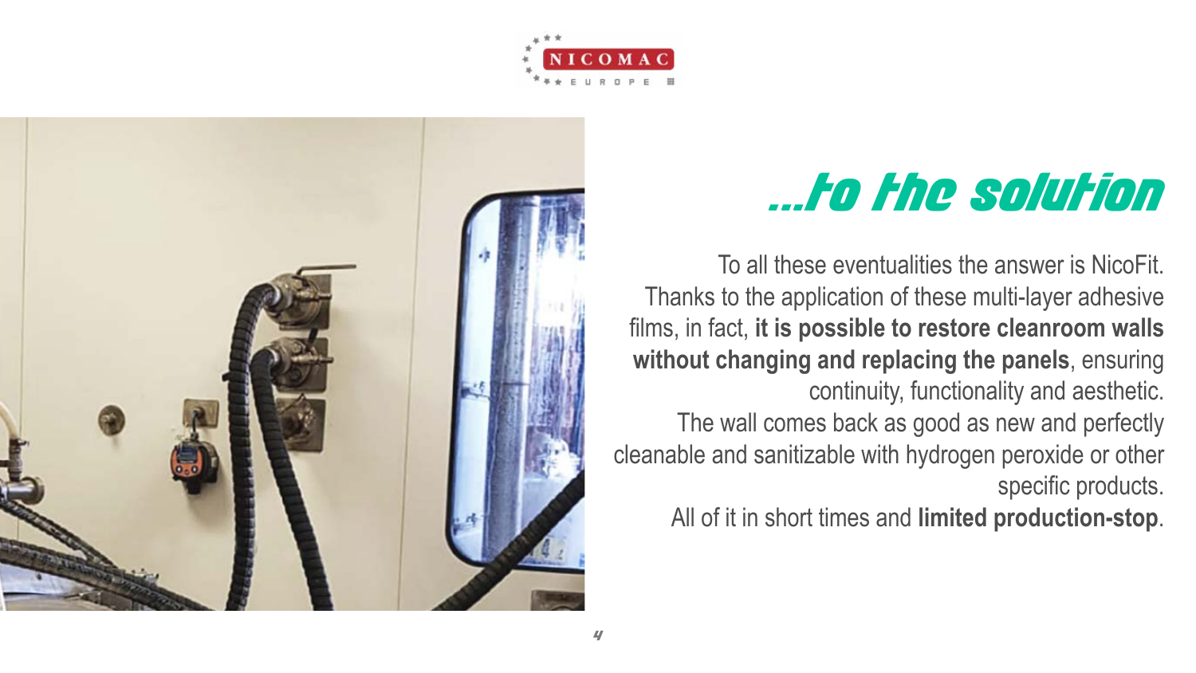# ...to the solution

To all these eventualities the answer is NicoFit. Thanks to the application of these multi-layer adhesive films, in fact, **it is possible to restore cleanroom walls without changing and replacing the panels**, ensuring continuity, functionality and aesthetic.

The wall comes back as good as new and perfectly cleanable and sanitizable with hydrogen peroxide or other specific products.

All of it in short times and **limited production-stop**.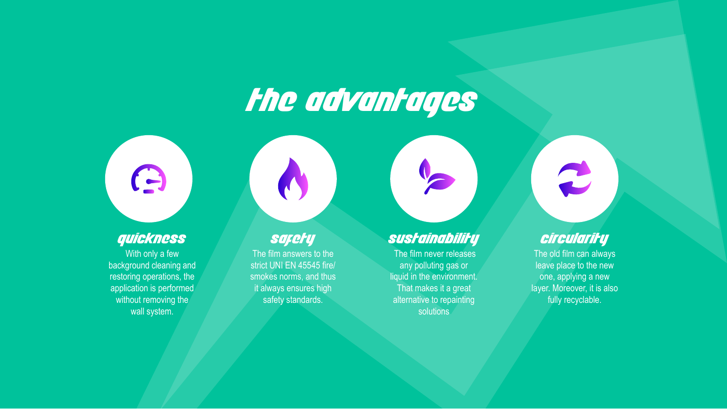# the advantages

### quickness

With only a few background cleaning and restoring operations, the application is performed without removing the wall system.

### safety

The film answers to the strict UNI EN 45545 fire/ smokes norms, and thus it always ensures high safety standards.

### sustainability

The film never releases any polluting gas or liquid in the environment. That makes it a great alternative to repainting solutions

### circularity

The old film can always leave place to the new one, applying a new layer. Moreover, it is also fully recyclable.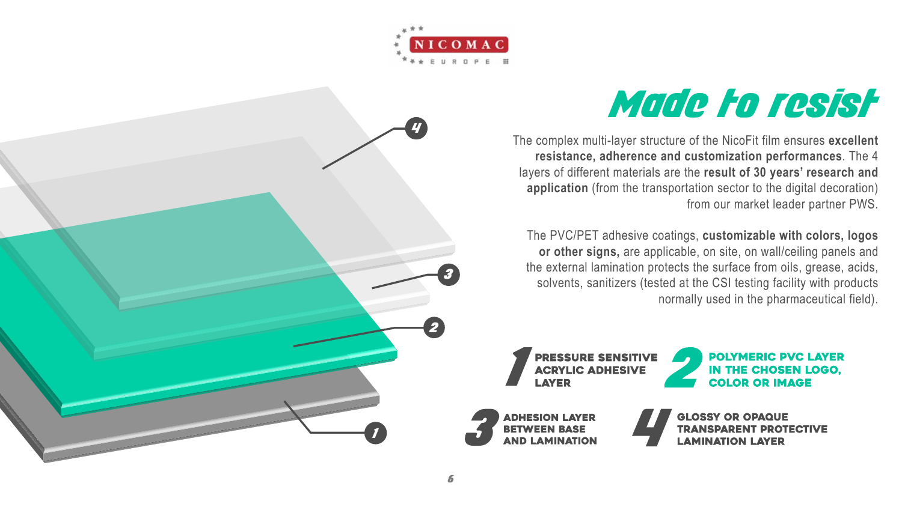# Made to resist

The complex multi-layer structure of the NicoFit film ensures **excellent resistance, adherence and customization performances**. The 4 layers of different materials are the **result of 30 years' research and application** (from the transportation sector to the digital decoration) from our market leader partner PWS.

The PVC/PET adhesive coatings, **customizable with colors, logos or other signs,** are applicable, on site, on wall/ceiling panels and the external lamination protects the surface from oils, grease, acids, solvents, sanitizers (tested at the CSI testing facility with products normally used in the pharmaceutical field).

1. **PRESSURE SENSITIVE ACRYLIC ADHESIVE LAYER**
2. **POLYMERIC PVC LAYER IN THE CHOSEN LOGO, COLOR OR IMAGE**
3. **ADHESION LAYER BETWEEN BASE AND LAMINATION**
4. **GLOSSY OR OPAQUE TRANSPARENT PROTECTIVE LAMINATION LAYER**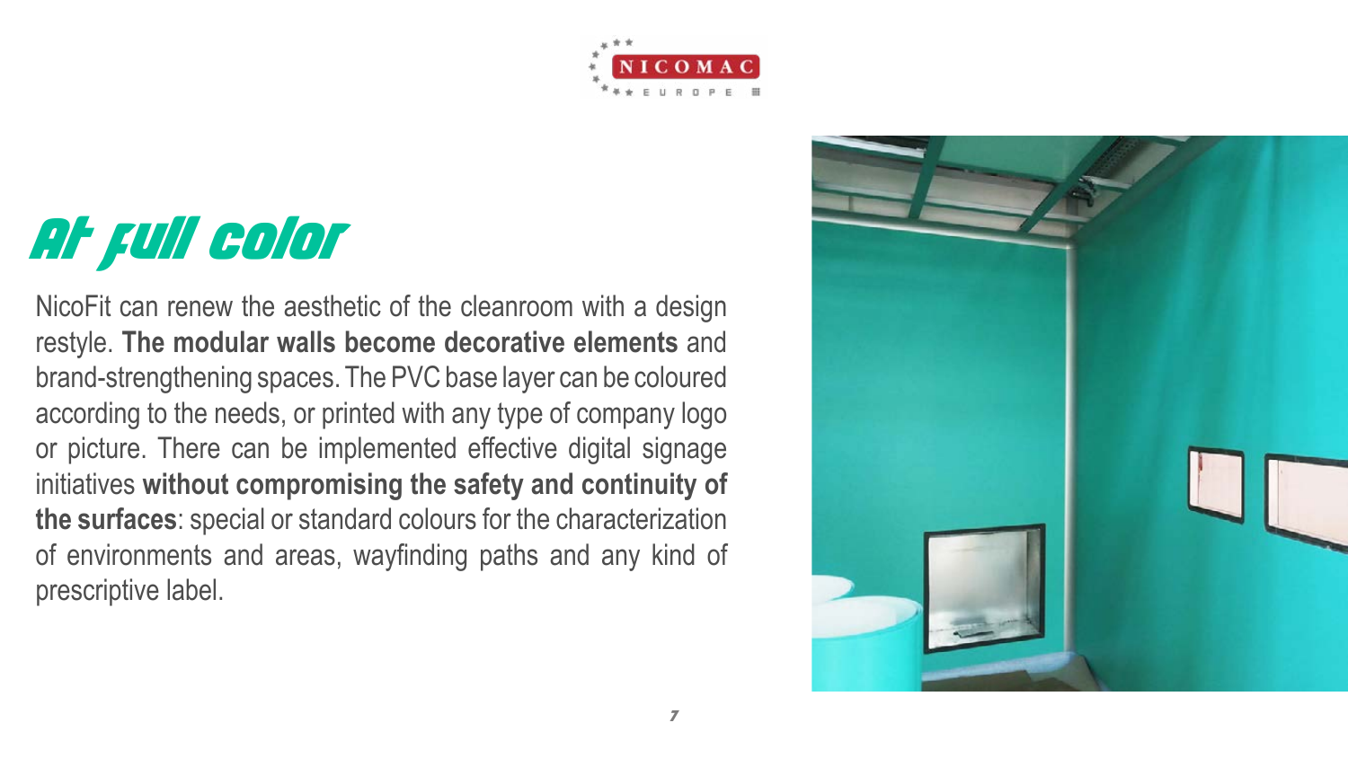# At full color

NicoFit can renew the aesthetic of the cleanroom with a design restyle. **The modular walls become decorative elements** and brand-strengthening spaces. The PVC base layer can be coloured according to the needs, or printed with any type of company logo or picture. There can be implemented effective digital signage initiatives **without compromising the safety and continuity of the surfaces**: special or standard colours for the characterization of environments and areas, wayfinding paths and any kind of prescriptive label.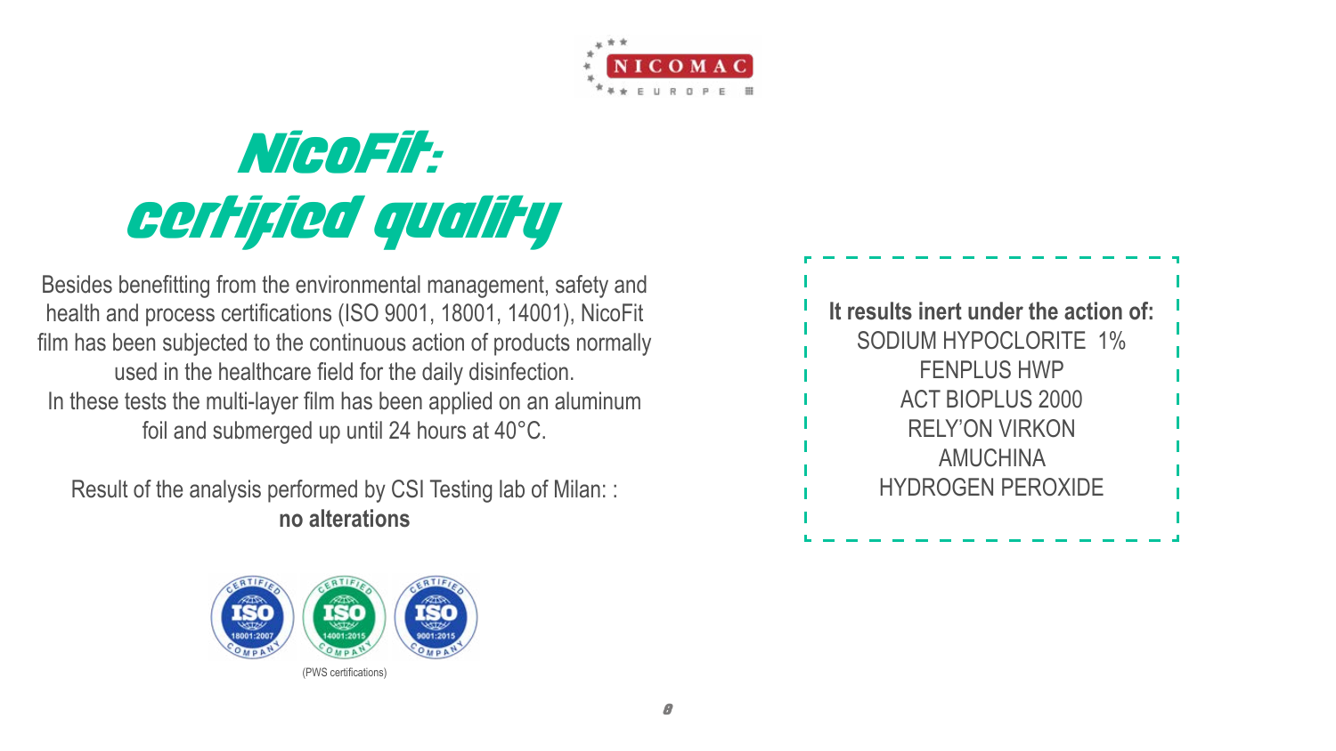# NicoFit: certified quality

Besides benefitting from the environmental management, safety and health and process certifications (ISO 9001, 18001, 14001), NicoFit film has been subjected to the continuous action of products normally used in the healthcare field for the daily disinfection.
In these tests the multi-layer film has been applied on an aluminum foil and submerged up until 24 hours at 40°C.

Result of the analysis performed by CSI Testing lab of Milan: :
**no alterations**

(PWS certifications)

**It results inert under the action of:**
SODIUM HYPOCLORITE 1%
FENPLUS HWP
ACT BIOPLUS 2000
RELY'ON VIRKON
AMUCHINA
HYDROGEN PEROXIDE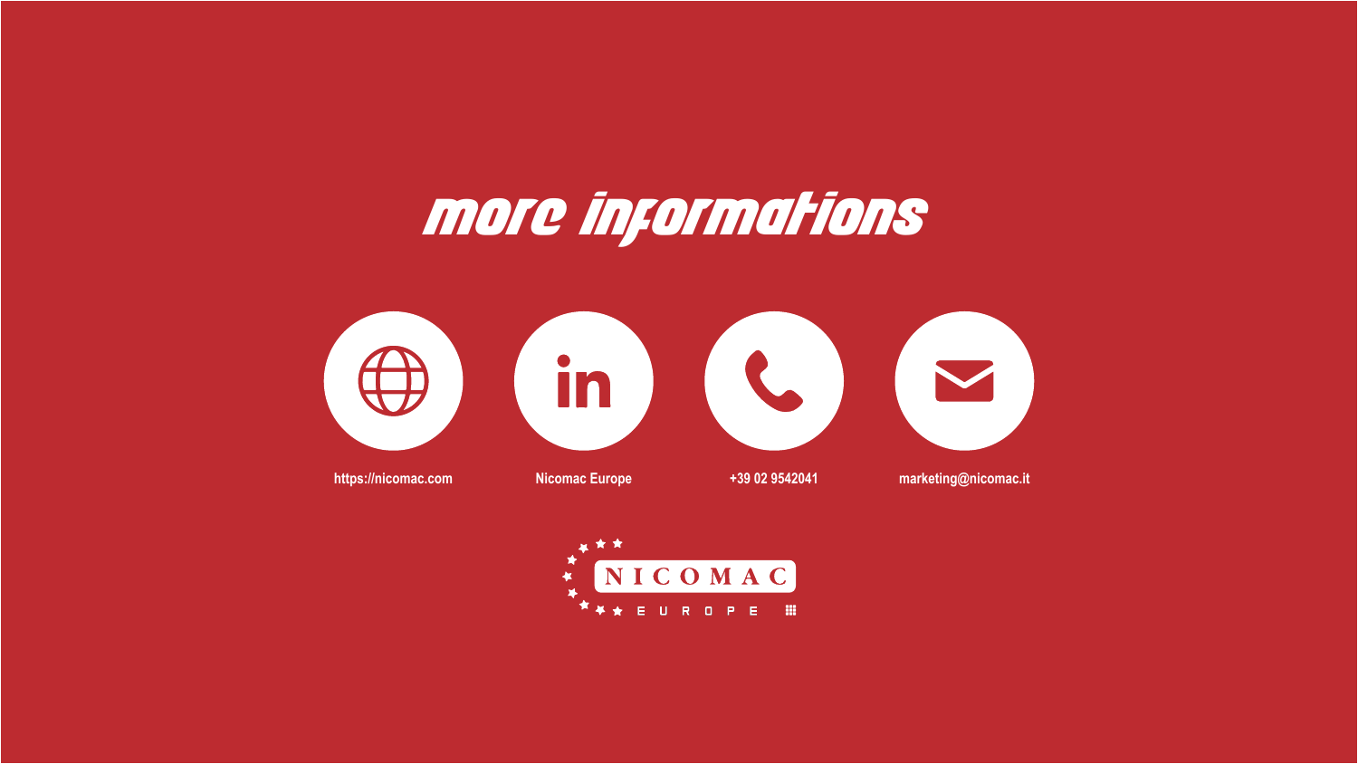# more informations

https://nicomac.com

Nicomac Europe

+39 02 9542041

marketing@nicomac.it

NICOMAC

EUROPE